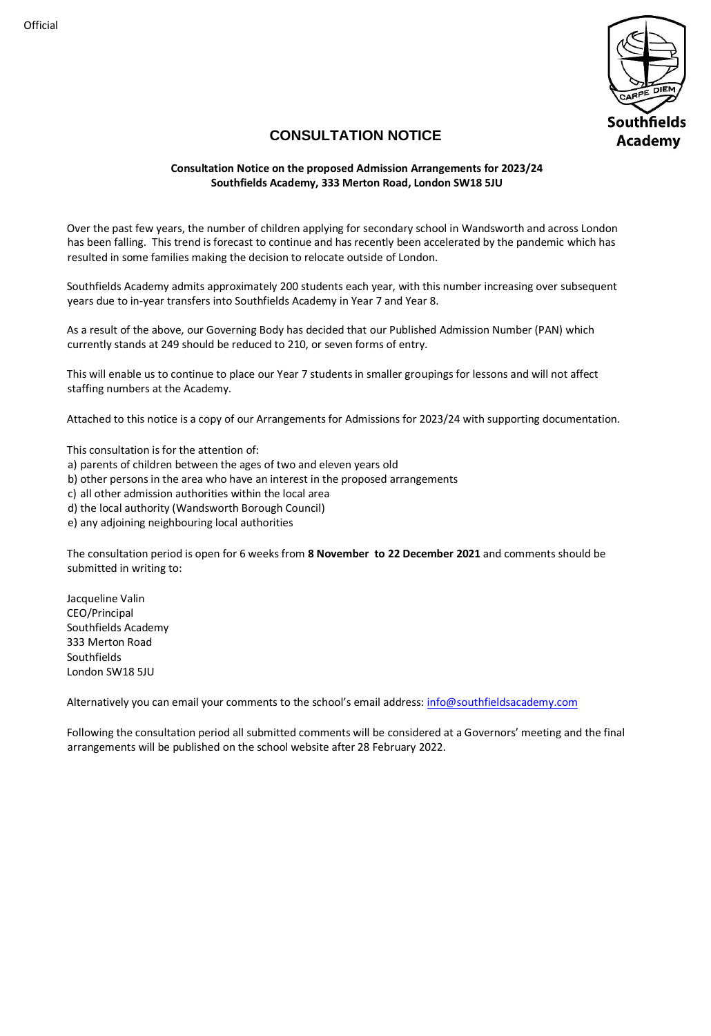Official

Southfields Academy

# CONSULTATION NOTICE

**Consultation Notice on the proposed Admission Arrangements for 2023/24**
**Southfields Academy, 333 Merton Road, London SW18 5JU**

Over the past few years, the number of children applying for secondary school in Wandsworth and across London has been falling. This trend is forecast to continue and has recently been accelerated by the pandemic which has resulted in some families making the decision to relocate outside of London.

Southfields Academy admits approximately 200 students each year, with this number increasing over subsequent years due to in-year transfers into Southfields Academy in Year 7 and Year 8.

As a result of the above, our Governing Body has decided that our Published Admission Number (PAN) which currently stands at 249 should be reduced to 210, or seven forms of entry.

This will enable us to continue to place our Year 7 students in smaller groupings for lessons and will not affect staffing numbers at the Academy.

Attached to this notice is a copy of our Arrangements for Admissions for 2023/24 with supporting documentation.

This consultation is for the attention of:

a) parents of children between the ages of two and eleven years old
b) other persons in the area who have an interest in the proposed arrangements
c) all other admission authorities within the local area
d) the local authority (Wandsworth Borough Council)
e) any adjoining neighbouring local authorities

The consultation period is open for 6 weeks from **8 November to 22 December 2021** and comments should be submitted in writing to:

Jacqueline Valin
CEO/Principal
Southfields Academy
333 Merton Road
Southfields
London SW18 5JU

Alternatively you can email your comments to the school's email address: info@southfieldsacademy.com

Following the consultation period all submitted comments will be considered at a Governors' meeting and the final arrangements will be published on the school website after 28 February 2022.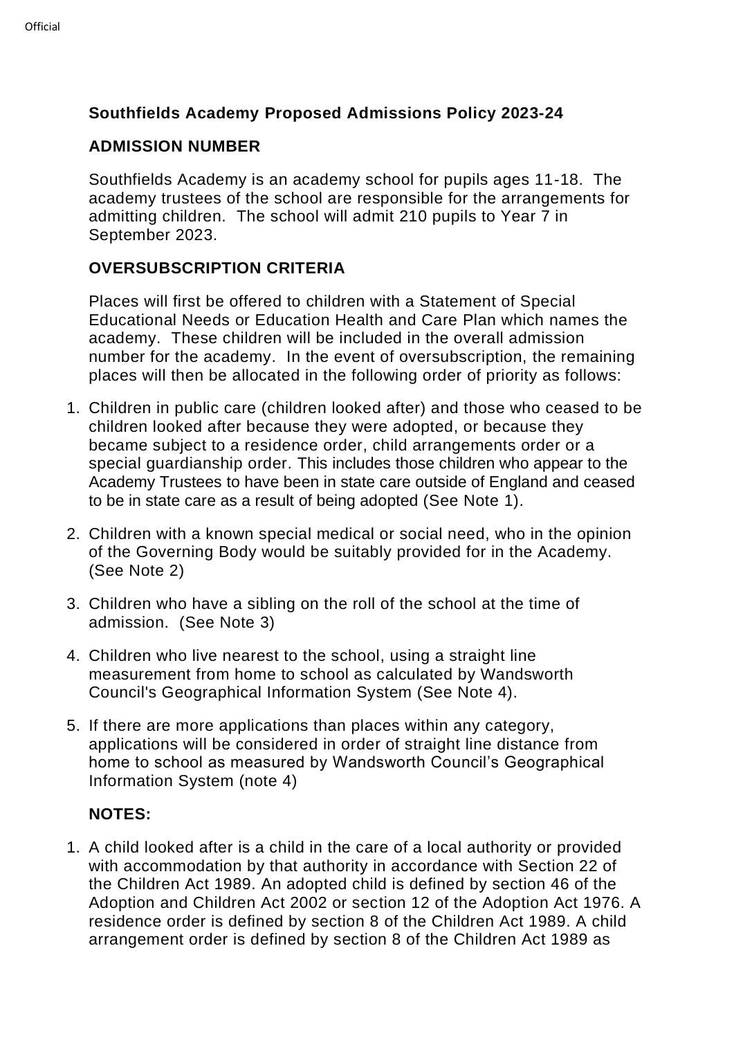### Southfields Academy Proposed Admissions Policy 2023-24

### ADMISSION NUMBER

Southfields Academy is an academy school for pupils ages 11-18. The academy trustees of the school are responsible for the arrangements for admitting children. The school will admit 210 pupils to Year 7 in September 2023.

### OVERSUBSCRIPTION CRITERIA

Places will first be offered to children with a Statement of Special Educational Needs or Education Health and Care Plan which names the academy. These children will be included in the overall admission number for the academy. In the event of oversubscription, the remaining places will then be allocated in the following order of priority as follows:

1. Children in public care (children looked after) and those who ceased to be children looked after because they were adopted, or because they became subject to a residence order, child arrangements order or a special guardianship order. This includes those children who appear to the Academy Trustees to have been in state care outside of England and ceased to be in state care as a result of being adopted (See Note 1).
2. Children with a known special medical or social need, who in the opinion of the Governing Body would be suitably provided for in the Academy. (See Note 2)
3. Children who have a sibling on the roll of the school at the time of admission. (See Note 3)
4. Children who live nearest to the school, using a straight line measurement from home to school as calculated by Wandsworth Council's Geographical Information System (See Note 4).
5. If there are more applications than places within any category, applications will be considered in order of straight line distance from home to school as measured by Wandsworth Council's Geographical Information System (note 4)

### NOTES:

1. A child looked after is a child in the care of a local authority or provided with accommodation by that authority in accordance with Section 22 of the Children Act 1989. An adopted child is defined by section 46 of the Adoption and Children Act 2002 or section 12 of the Adoption Act 1976. A residence order is defined by section 8 of the Children Act 1989. A child arrangement order is defined by section 8 of the Children Act 1989 as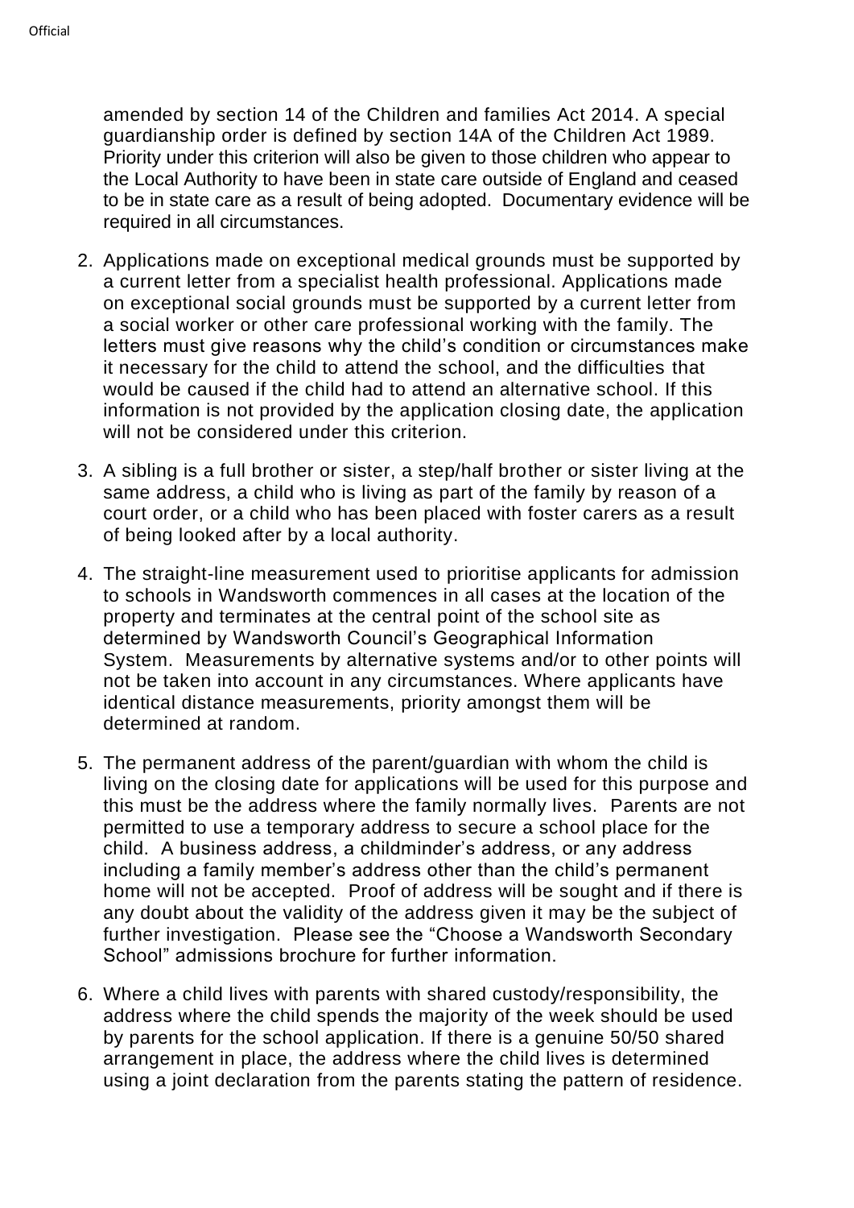amended by section 14 of the Children and families Act 2014. A special guardianship order is defined by section 14A of the Children Act 1989. Priority under this criterion will also be given to those children who appear to the Local Authority to have been in state care outside of England and ceased to be in state care as a result of being adopted. Documentary evidence will be required in all circumstances.

2. Applications made on exceptional medical grounds must be supported by a current letter from a specialist health professional. Applications made on exceptional social grounds must be supported by a current letter from a social worker or other care professional working with the family. The letters must give reasons why the child's condition or circumstances make it necessary for the child to attend the school, and the difficulties that would be caused if the child had to attend an alternative school. If this information is not provided by the application closing date, the application will not be considered under this criterion.

3. A sibling is a full brother or sister, a step/half brother or sister living at the same address, a child who is living as part of the family by reason of a court order, or a child who has been placed with foster carers as a result of being looked after by a local authority.

4. The straight-line measurement used to prioritise applicants for admission to schools in Wandsworth commences in all cases at the location of the property and terminates at the central point of the school site as determined by Wandsworth Council's Geographical Information System. Measurements by alternative systems and/or to other points will not be taken into account in any circumstances. Where applicants have identical distance measurements, priority amongst them will be determined at random.

5. The permanent address of the parent/guardian with whom the child is living on the closing date for applications will be used for this purpose and this must be the address where the family normally lives. Parents are not permitted to use a temporary address to secure a school place for the child. A business address, a childminder's address, or any address including a family member's address other than the child's permanent home will not be accepted. Proof of address will be sought and if there is any doubt about the validity of the address given it may be the subject of further investigation. Please see the "Choose a Wandsworth Secondary School" admissions brochure for further information.

6. Where a child lives with parents with shared custody/responsibility, the address where the child spends the majority of the week should be used by parents for the school application. If there is a genuine 50/50 shared arrangement in place, the address where the child lives is determined using a joint declaration from the parents stating the pattern of residence.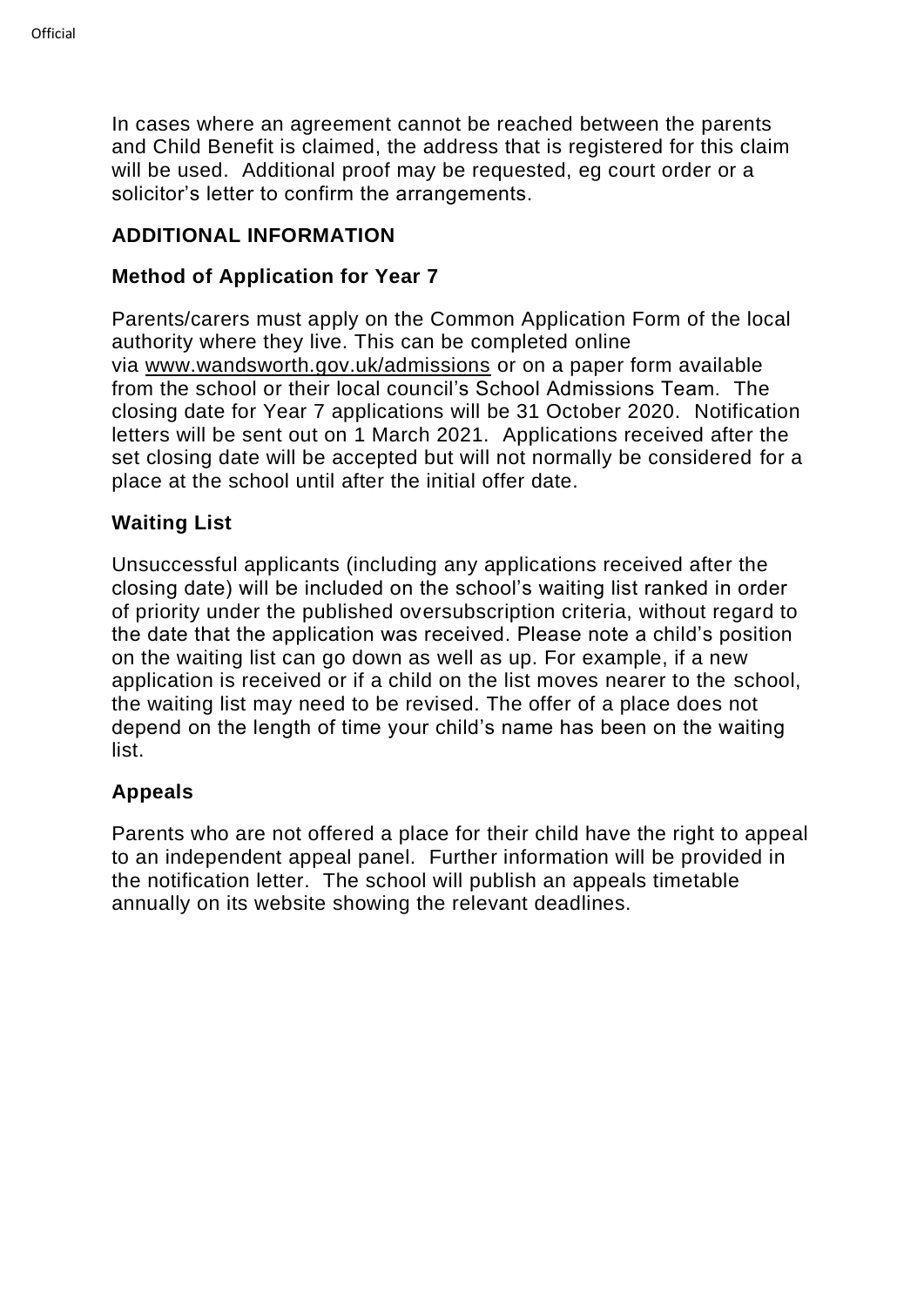In cases where an agreement cannot be reached between the parents and Child Benefit is claimed, the address that is registered for this claim will be used. Additional proof may be requested, eg court order or a solicitor's letter to confirm the arrangements.

## ADDITIONAL INFORMATION

### Method of Application for Year 7

Parents/carers must apply on the Common Application Form of the local authority where they live. This can be completed online via www.wandsworth.gov.uk/admissions or on a paper form available from the school or their local council's School Admissions Team. The closing date for Year 7 applications will be 31 October 2020. Notification letters will be sent out on 1 March 2021. Applications received after the set closing date will be accepted but will not normally be considered for a place at the school until after the initial offer date.

### Waiting List

Unsuccessful applicants (including any applications received after the closing date) will be included on the school's waiting list ranked in order of priority under the published oversubscription criteria, without regard to the date that the application was received. Please note a child's position on the waiting list can go down as well as up. For example, if a new application is received or if a child on the list moves nearer to the school, the waiting list may need to be revised. The offer of a place does not depend on the length of time your child's name has been on the waiting list.

### Appeals

Parents who are not offered a place for their child have the right to appeal to an independent appeal panel. Further information will be provided in the notification letter. The school will publish an appeals timetable annually on its website showing the relevant deadlines.